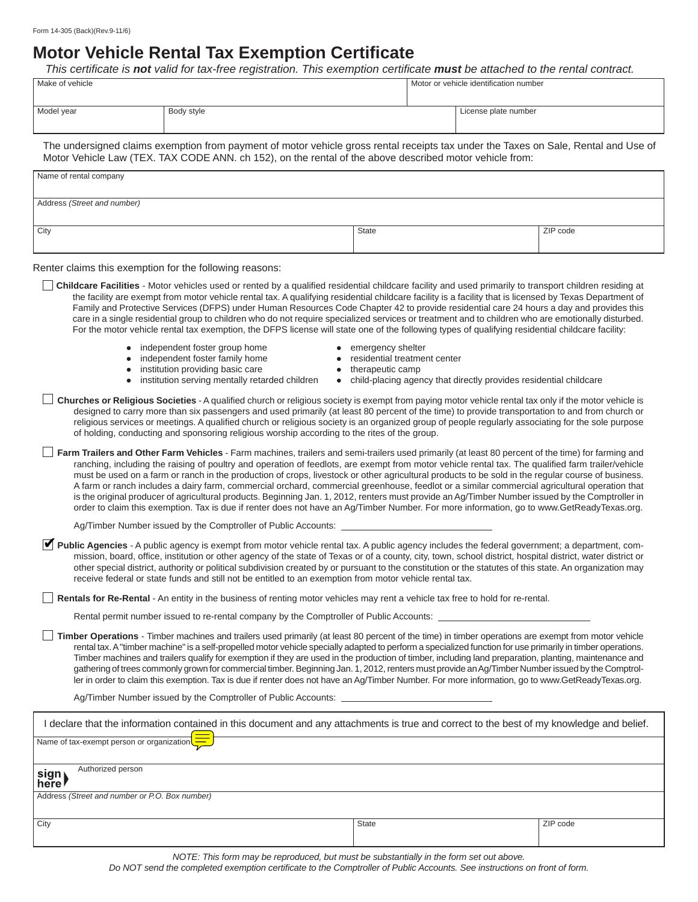Form 14-305 (Back)(Rev.9-11/6)

# Motor Vehicle Rental Tax Exemption Certificate

*This certificate is **not** valid for tax-free registration. This exemption certificate **must** be attached to the rental contract.*

| Make of vehicle | | Motor or vehicle identification number |
|---|---|---|
| | | |

| Model year | Body style | License plate number |
|---|---|---|
| | | |

The undersigned claims exemption from payment of motor vehicle gross rental receipts tax under the Taxes on Sale, Rental and Use of Motor Vehicle Law (TEX. TAX CODE ANN. ch 152), on the rental of the above described motor vehicle from:

| Name of rental company | | |
|---|---|---|
| | | |
| Address *(Street and number)* | | |
| | | |
| City | State | ZIP code |
| | | |

Renter claims this exemption for the following reasons:

☐ **Childcare Facilities** - Motor vehicles used or rented by a qualified residential childcare facility and used primarily to transport children residing at the facility are exempt from motor vehicle rental tax. A qualifying residential childcare facility is a facility that is licensed by Texas Department of Family and Protective Services (DFPS) under Human Resources Code Chapter 42 to provide residential care 24 hours a day and provides this care in a single residential group to children who do not require specialized services or treatment and to children who are emotionally disturbed. For the motor vehicle rental tax exemption, the DFPS license will state one of the following types of qualifying residential childcare facility:

- independent foster group home
- independent foster family home
- institution providing basic care
- institution serving mentally retarded children
- emergency shelter
- residential treatment center
- therapeutic camp
- child-placing agency that directly provides residential childcare

☐ **Churches or Religious Societies** - A qualified church or religious society is exempt from paying motor vehicle rental tax only if the motor vehicle is designed to carry more than six passengers and used primarily (at least 80 percent of the time) to provide transportation to and from church or religious services or meetings. A qualified church or religious society is an organized group of people regularly associating for the sole purpose of holding, conducting and sponsoring religious worship according to the rites of the group.

☐ **Farm Trailers and Other Farm Vehicles** - Farm machines, trailers and semi-trailers used primarily (at least 80 percent of the time) for farming and ranching, including the raising of poultry and operation of feedlots, are exempt from motor vehicle rental tax. The qualified farm trailer/vehicle must be used on a farm or ranch in the production of crops, livestock or other agricultural products to be sold in the regular course of business. A farm or ranch includes a dairy farm, commercial orchard, commercial greenhouse, feedlot or a similar commercial agricultural operation that is the original producer of agricultural products. Beginning Jan. 1, 2012, renters must provide an Ag/Timber Number issued by the Comptroller in order to claim this exemption. Tax is due if renter does not have an Ag/Timber Number. For more information, go to www.GetReadyTexas.org.

Ag/Timber Number issued by the Comptroller of Public Accounts: ______________________

☑ **Public Agencies** - A public agency is exempt from motor vehicle rental tax. A public agency includes the federal government; a department, commission, board, office, institution or other agency of the state of Texas or of a county, city, town, school district, hospital district, water district or other special district, authority or political subdivision created by or pursuant to the constitution or the statutes of this state. An organization may receive federal or state funds and still not be entitled to an exemption from motor vehicle rental tax.

☐ **Rentals for Re-Rental** - An entity in the business of renting motor vehicles may rent a vehicle tax free to hold for re-rental.

Rental permit number issued to re-rental company by the Comptroller of Public Accounts: ______________________

☐ **Timber Operations** - Timber machines and trailers used primarily (at least 80 percent of the time) in timber operations are exempt from motor vehicle rental tax. A "timber machine" is a self-propelled motor vehicle specially adapted to perform a specialized function for use primarily in timber operations. Timber machines and trailers qualify for exemption if they are used in the production of timber, including land preparation, planting, maintenance and gathering of trees commonly grown for commercial timber. Beginning Jan. 1, 2012, renters must provide an Ag/Timber Number issued by the Comptroller in order to claim this exemption. Tax is due if renter does not have an Ag/Timber Number. For more information, go to www.GetReadyTexas.org.

Ag/Timber Number issued by the Comptroller of Public Accounts: ______________________

I declare that the information contained in this document and any attachments is true and correct to the best of my knowledge and belief.

| Name of tax-exempt person or organization | | |
|---|---|---|
| | | |
| **sign here** Authorized person | | |
| | | |
| Address *(Street and number or P.O. Box number)* | | |
| | | |
| City | State | ZIP code |
| | | |

*NOTE: This form may be reproduced, but must be substantially in the form set out above.*
*Do NOT send the completed exemption certificate to the Comptroller of Public Accounts. See instructions on front of form.*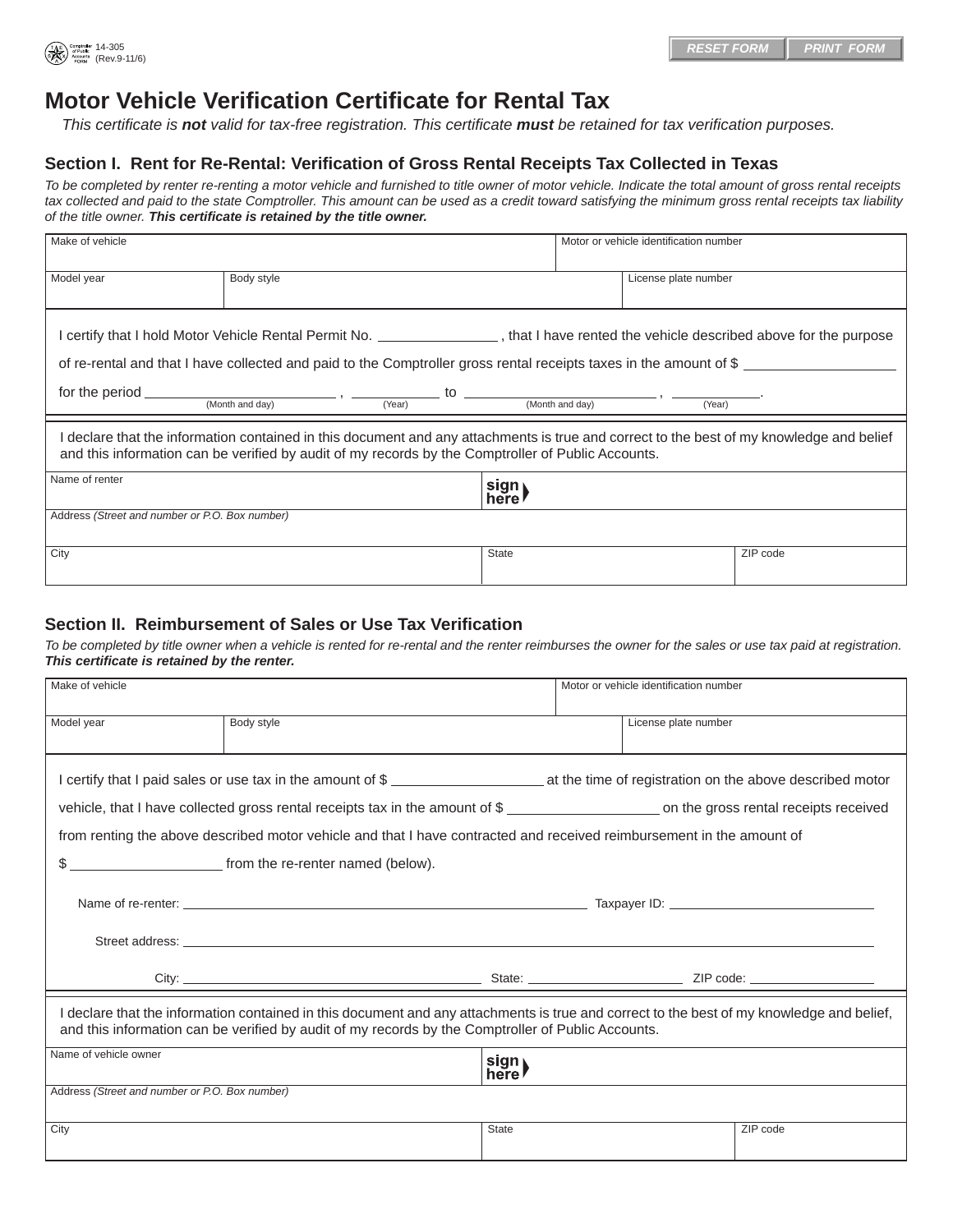14-305
(Rev.9-11/6)

RESET FORM | PRINT FORM

# Motor Vehicle Verification Certificate for Rental Tax

*This certificate is **not** valid for tax-free registration. This certificate **must** be retained for tax verification purposes.*

## Section I. Rent for Re-Rental: Verification of Gross Rental Receipts Tax Collected in Texas

*To be completed by renter re-renting a motor vehicle and furnished to title owner of motor vehicle. Indicate the total amount of gross rental receipts tax collected and paid to the state Comptroller. This amount can be used as a credit toward satisfying the minimum gross rental receipts tax liability of the title owner.* ***This certificate is retained by the title owner.***

| | | |
|---|---|---|
| Make of vehicle | | Motor or vehicle identification number |
| Model year | Body style | License plate number |

I certify that I hold Motor Vehicle Rental Permit No. ______________ , that I have rented the vehicle described above for the purpose of re-rental and that I have collected and paid to the Comptroller gross rental receipts taxes in the amount of $ ________________ for the period ______________ (Month and day) , ________ (Year) to ______________ (Month and day) , ________ (Year) .

I declare that the information contained in this document and any attachments is true and correct to the best of my knowledge and belief and this information can be verified by audit of my records by the Comptroller of Public Accounts.

| | | |
|---|---|---|
| Name of renter | sign here | |
| Address *(Street and number or P.O. Box number)* | | |
| City | State | ZIP code |

## Section II. Reimbursement of Sales or Use Tax Verification

*To be completed by title owner when a vehicle is rented for re-rental and the renter reimburses the owner for the sales or use tax paid at registration.* ***This certificate is retained by the renter.***

| | | |
|---|---|---|
| Make of vehicle | | Motor or vehicle identification number |
| Model year | Body style | License plate number |

I certify that I paid sales or use tax in the amount of $ ________________ at the time of registration on the above described motor vehicle, that I have collected gross rental receipts tax in the amount of $ ________________ on the gross rental receipts received from renting the above described motor vehicle and that I have contracted and received reimbursement in the amount of $ ________________ from the re-renter named (below).

Name of re-renter: ______________________________ Taxpayer ID: ________________

Street address: ______________________________________________

City: ____________________ State: ______________ ZIP code: ____________

I declare that the information contained in this document and any attachments is true and correct to the best of my knowledge and belief, and this information can be verified by audit of my records by the Comptroller of Public Accounts.

| | | |
|---|---|---|
| Name of vehicle owner | sign here | |
| Address *(Street and number or P.O. Box number)* | | |
| City | State | ZIP code |